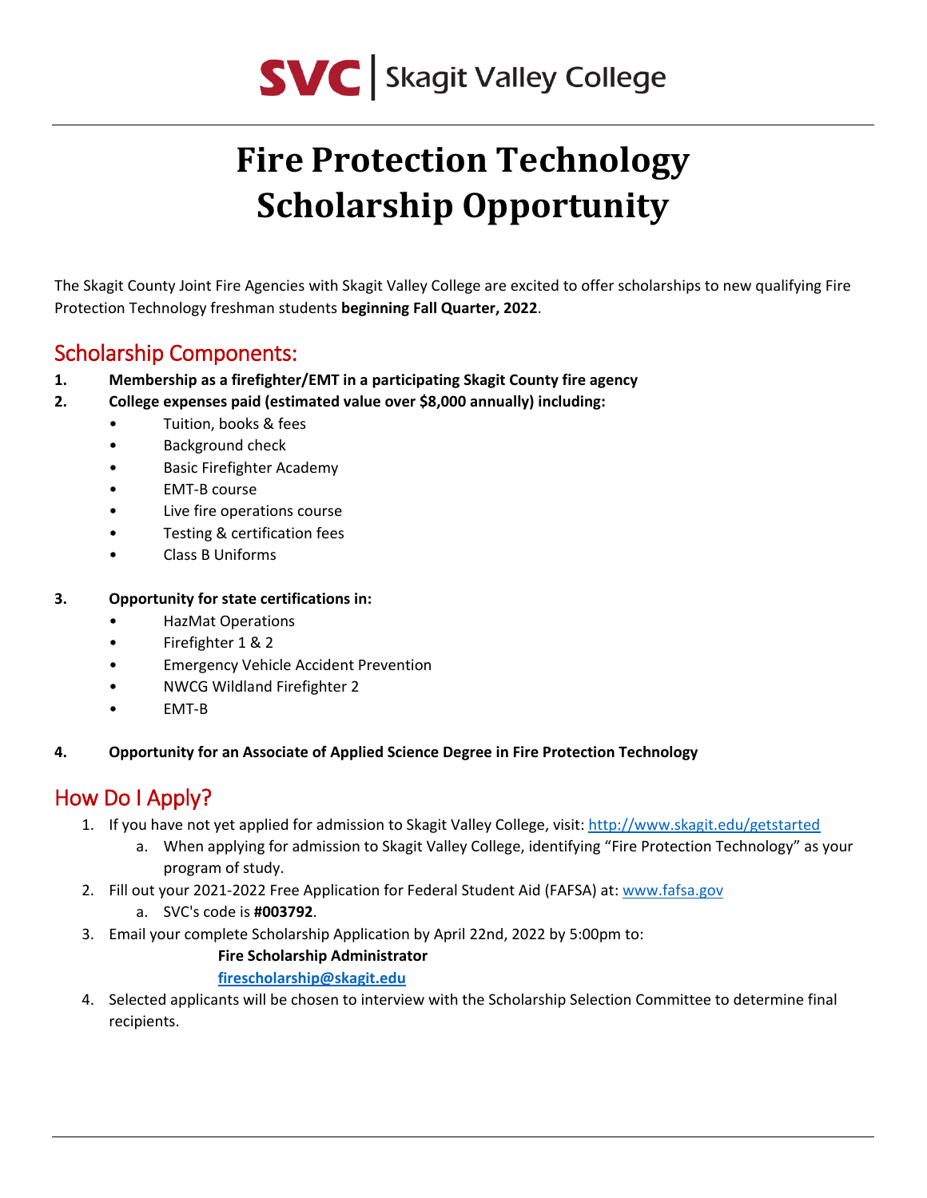SVC | Skagit Valley College

# Fire Protection Technology Scholarship Opportunity

The Skagit County Joint Fire Agencies with Skagit Valley College are excited to offer scholarships to new qualifying Fire Protection Technology freshman students **beginning Fall Quarter, 2022**.

## Scholarship Components:

1. **Membership as a firefighter/EMT in a participating Skagit County fire agency**
2. **College expenses paid (estimated value over $8,000 annually) including:**
   - Tuition, books & fees
   - Background check
   - Basic Firefighter Academy
   - EMT-B course
   - Live fire operations course
   - Testing & certification fees
   - Class B Uniforms
3. **Opportunity for state certifications in:**
   - HazMat Operations
   - Firefighter 1 & 2
   - Emergency Vehicle Accident Prevention
   - NWCG Wildland Firefighter 2
   - EMT-B
4. **Opportunity for an Associate of Applied Science Degree in Fire Protection Technology**

## How Do I Apply?

1. If you have not yet applied for admission to Skagit Valley College, visit: http://www.skagit.edu/getstarted
   a. When applying for admission to Skagit Valley College, identifying "Fire Protection Technology" as your program of study.
2. Fill out your 2021-2022 Free Application for Federal Student Aid (FAFSA) at: www.fafsa.gov
   a. SVC's code is **#003792**.
3. Email your complete Scholarship Application by April 22nd, 2022 by 5:00pm to:

   **Fire Scholarship Administrator**
   **firescholarship@skagit.edu**
4. Selected applicants will be chosen to interview with the Scholarship Selection Committee to determine final recipients.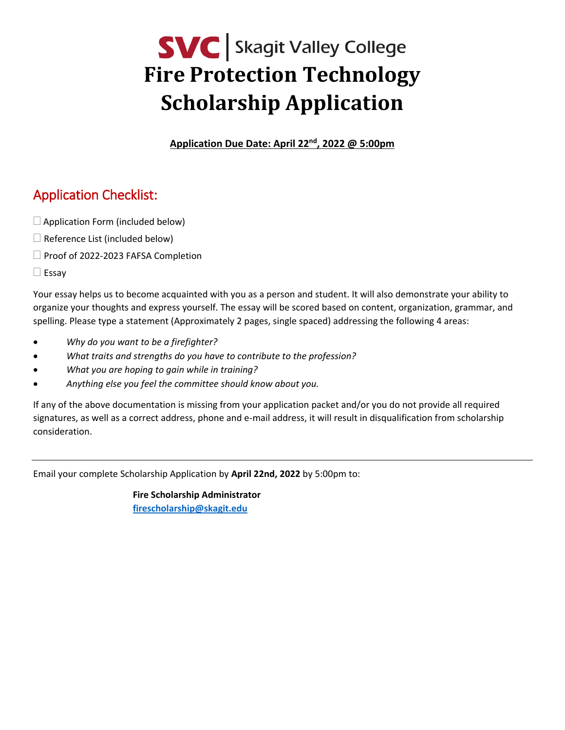# SVC | Skagit Valley College
# Fire Protection Technology Scholarship Application

**Application Due Date: April 22nd, 2022 @ 5:00pm**

## Application Checklist:

☐ Application Form (included below)

☐ Reference List (included below)

☐ Proof of 2022-2023 FAFSA Completion

☐ Essay

Your essay helps us to become acquainted with you as a person and student. It will also demonstrate your ability to organize your thoughts and express yourself. The essay will be scored based on content, organization, grammar, and spelling. Please type a statement (Approximately 2 pages, single spaced) addressing the following 4 areas:

- *Why do you want to be a firefighter?*
- *What traits and strengths do you have to contribute to the profession?*
- *What you are hoping to gain while in training?*
- *Anything else you feel the committee should know about you.*

If any of the above documentation is missing from your application packet and/or you do not provide all required signatures, as well as a correct address, phone and e-mail address, it will result in disqualification from scholarship consideration.

---

Email your complete Scholarship Application by **April 22nd, 2022** by 5:00pm to:

**Fire Scholarship Administrator**
**firescholarship@skagit.edu**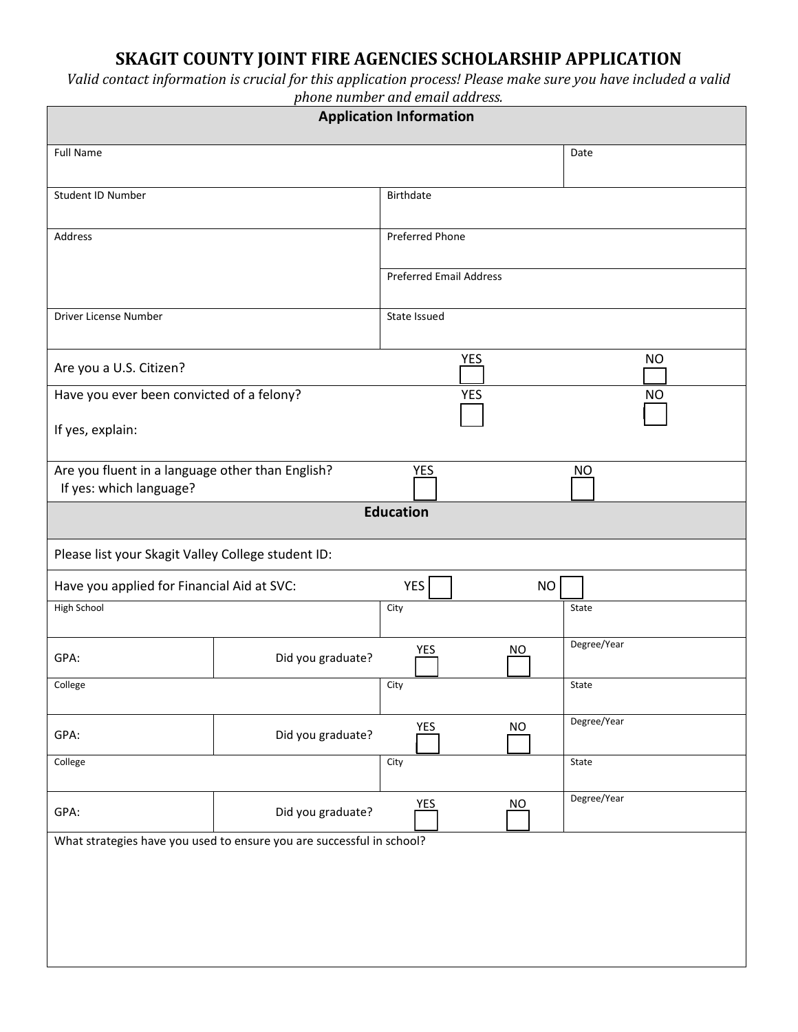# SKAGIT COUNTY JOINT FIRE AGENCIES SCHOLARSHIP APPLICATION

*Valid contact information is crucial for this application process! Please make sure you have included a valid phone number and email address.*

## Application Information

| Full Name | | Date |
|---|---|---|
| Student ID Number | Birthdate | |
| Address | Preferred Phone | |
| | Preferred Email Address | |
| Driver License Number | State Issued | |

| | YES | NO |
|---|---|---|
| Are you a U.S. Citizen? | ☐ | ☐ |
| Have you ever been convicted of a felony?<br>If yes, explain: | ☐ | ☐ |
| Are you fluent in a language other than English?<br>If yes: which language? | ☐ | ☐ |

## Education

Please list your Skagit Valley College student ID:

Have you applied for Financial Aid at SVC: YES ☐ NO ☐

| High School | | City | State |
|---|---|---|---|
| GPA: | Did you graduate? | YES ☐ NO ☐ | Degree/Year |
| College | | City | State |
| GPA: | Did you graduate? | YES ☐ NO ☐ | Degree/Year |
| College | | City | State |
| GPA: | Did you graduate? | YES ☐ NO ☐ | Degree/Year |

What strategies have you used to ensure you are successful in school?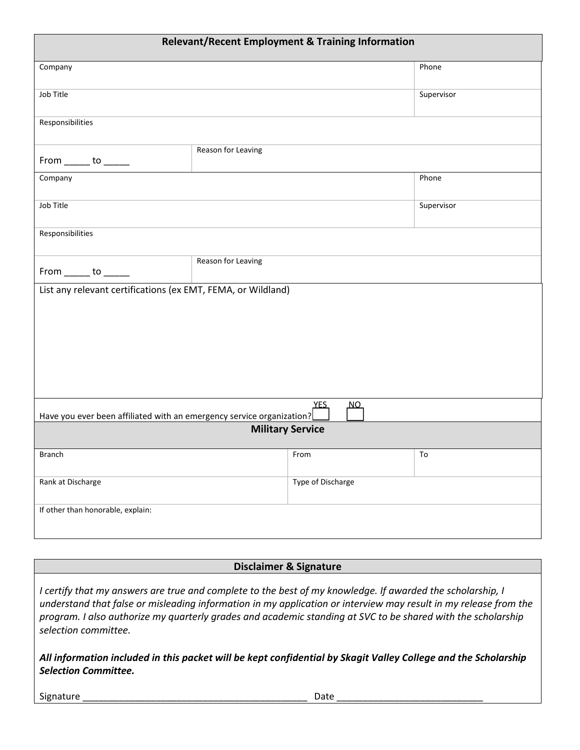## Relevant/Recent Employment & Training Information

| Company | | Phone |
|---|---|---|
| Job Title | | Supervisor |
| Responsibilities | | |
| From _____ to _____ | Reason for Leaving | |
| Company | | Phone |
| Job Title | | Supervisor |
| Responsibilities | | |
| From _____ to _____ | Reason for Leaving | |

List any relevant certifications (ex EMT, FEMA, or Wildland)

Have you ever been affiliated with an emergency service organization? YES ☐ NO ☐

## Military Service

| Branch | From | To |
|---|---|---|
| Rank at Discharge | Type of Discharge | |
| If other than honorable, explain: | | |

## Disclaimer & Signature

*I certify that my answers are true and complete to the best of my knowledge. If awarded the scholarship, I understand that false or misleading information in my application or interview may result in my release from the program. I also authorize my quarterly grades and academic standing at SVC to be shared with the scholarship selection committee.*

***All information included in this packet will be kept confidential by Skagit Valley College and the Scholarship Selection Committee.***

Signature ___________________________________________ Date ____________________________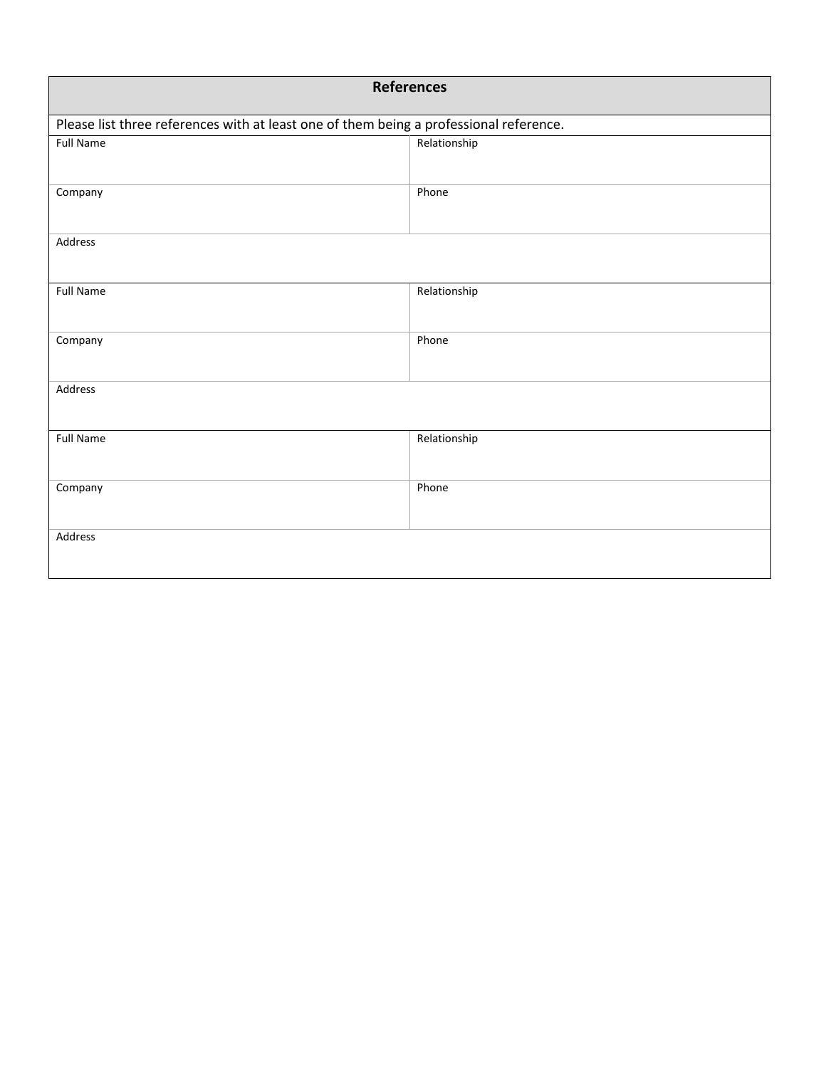## References

Please list three references with at least one of them being a professional reference.

| Full Name | Relationship |
|---|---|
| Company | Phone |
| Address | |
| Full Name | Relationship |
| Company | Phone |
| Address | |
| Full Name | Relationship |
| Company | Phone |
| Address | |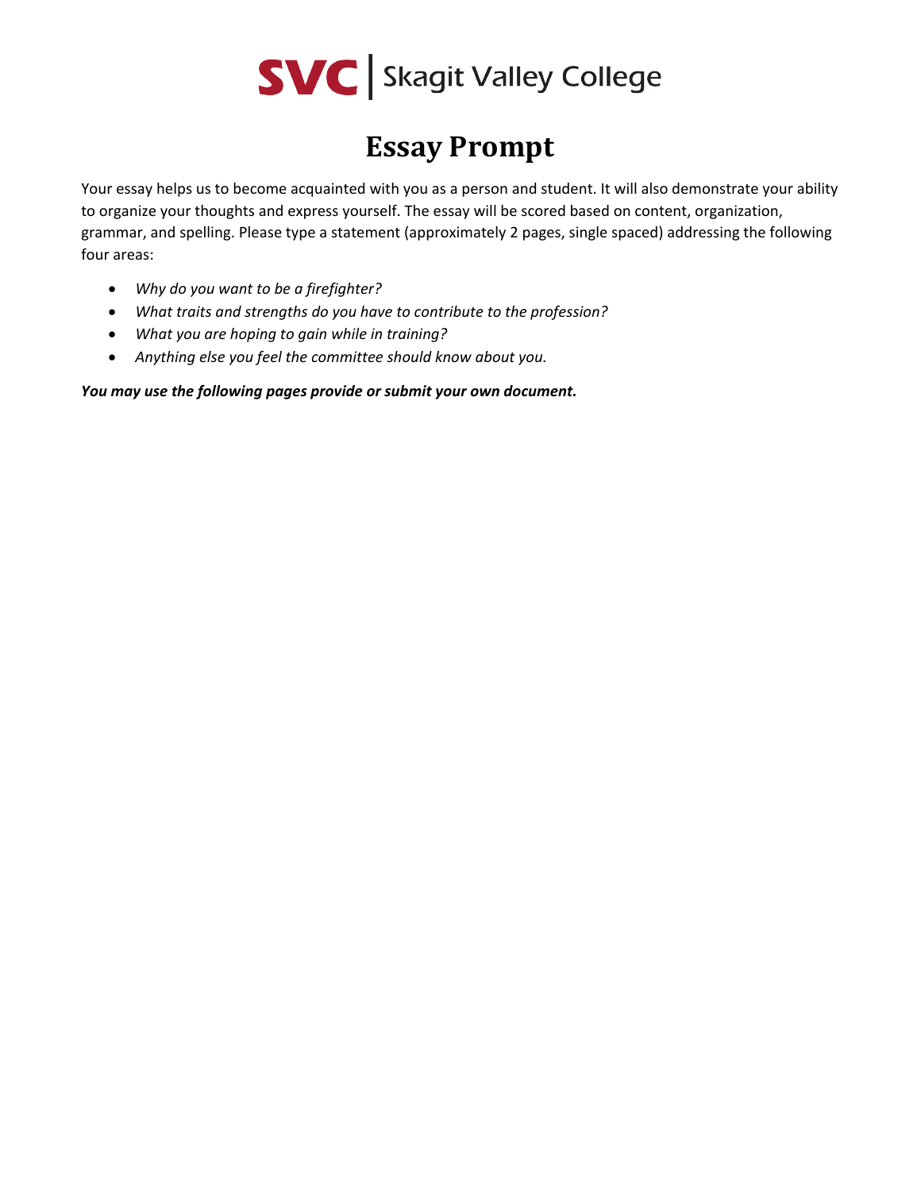SVC | Skagit Valley College

# Essay Prompt

Your essay helps us to become acquainted with you as a person and student. It will also demonstrate your ability to organize your thoughts and express yourself. The essay will be scored based on content, organization, grammar, and spelling. Please type a statement (approximately 2 pages, single spaced) addressing the following four areas:

- *Why do you want to be a firefighter?*
- *What traits and strengths do you have to contribute to the profession?*
- *What you are hoping to gain while in training?*
- *Anything else you feel the committee should know about you.*

***You may use the following pages provide or submit your own document.***